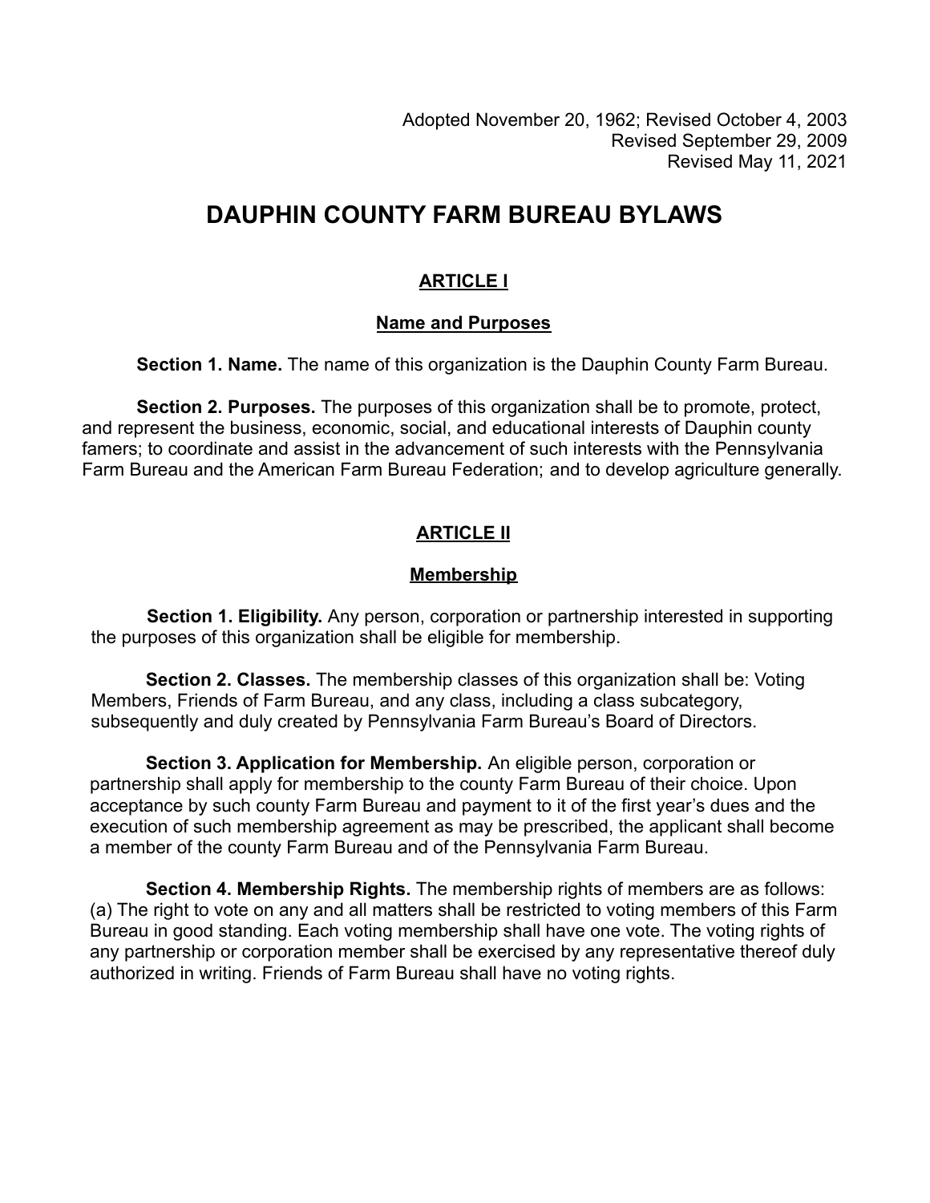Adopted November 20, 1962; Revised October 4, 2003
Revised September 29, 2009
Revised May 11, 2021

# DAUPHIN COUNTY FARM BUREAU BYLAWS

## ARTICLE I

### Name and Purposes

**Section 1. Name.** The name of this organization is the Dauphin County Farm Bureau.

**Section 2. Purposes.** The purposes of this organization shall be to promote, protect, and represent the business, economic, social, and educational interests of Dauphin county famers; to coordinate and assist in the advancement of such interests with the Pennsylvania Farm Bureau and the American Farm Bureau Federation; and to develop agriculture generally.

## ARTICLE II

### Membership

**Section 1. Eligibility.** Any person, corporation or partnership interested in supporting the purposes of this organization shall be eligible for membership.

**Section 2. Classes.** The membership classes of this organization shall be: Voting Members, Friends of Farm Bureau, and any class, including a class subcategory, subsequently and duly created by Pennsylvania Farm Bureau's Board of Directors.

**Section 3. Application for Membership.** An eligible person, corporation or partnership shall apply for membership to the county Farm Bureau of their choice. Upon acceptance by such county Farm Bureau and payment to it of the first year's dues and the execution of such membership agreement as may be prescribed, the applicant shall become a member of the county Farm Bureau and of the Pennsylvania Farm Bureau.

**Section 4. Membership Rights.** The membership rights of members are as follows:
(a) The right to vote on any and all matters shall be restricted to voting members of this Farm Bureau in good standing. Each voting membership shall have one vote. The voting rights of any partnership or corporation member shall be exercised by any representative thereof duly authorized in writing. Friends of Farm Bureau shall have no voting rights.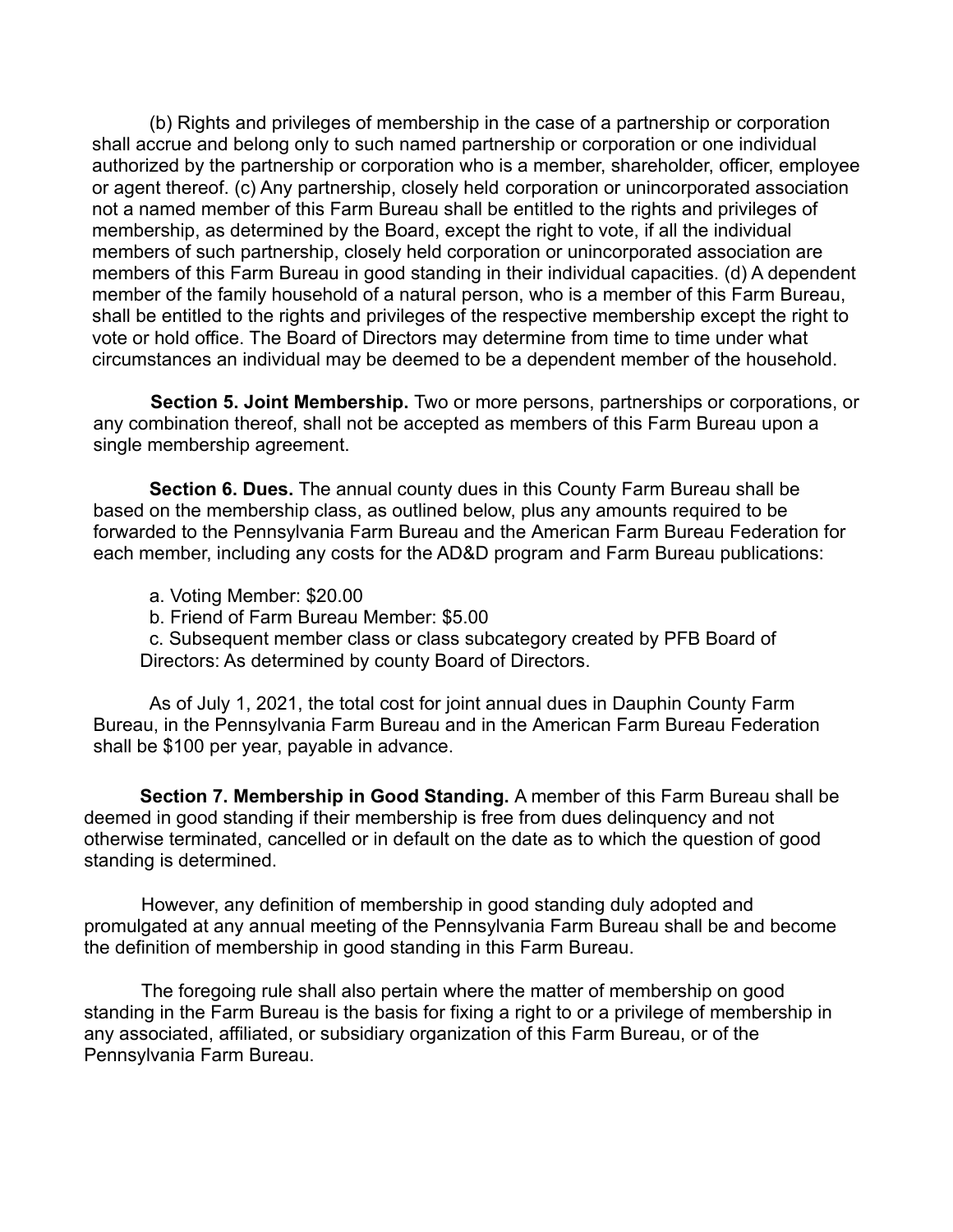(b) Rights and privileges of membership in the case of a partnership or corporation shall accrue and belong only to such named partnership or corporation or one individual authorized by the partnership or corporation who is a member, shareholder, officer, employee or agent thereof. (c) Any partnership, closely held corporation or unincorporated association not a named member of this Farm Bureau shall be entitled to the rights and privileges of membership, as determined by the Board, except the right to vote, if all the individual members of such partnership, closely held corporation or unincorporated association are members of this Farm Bureau in good standing in their individual capacities. (d) A dependent member of the family household of a natural person, who is a member of this Farm Bureau, shall be entitled to the rights and privileges of the respective membership except the right to vote or hold office. The Board of Directors may determine from time to time under what circumstances an individual may be deemed to be a dependent member of the household.

**Section 5. Joint Membership.** Two or more persons, partnerships or corporations, or any combination thereof, shall not be accepted as members of this Farm Bureau upon a single membership agreement.

**Section 6. Dues.** The annual county dues in this County Farm Bureau shall be based on the membership class, as outlined below, plus any amounts required to be forwarded to the Pennsylvania Farm Bureau and the American Farm Bureau Federation for each member, including any costs for the AD&D program and Farm Bureau publications:

a. Voting Member: $20.00
b. Friend of Farm Bureau Member: $5.00
c. Subsequent member class or class subcategory created by PFB Board of Directors: As determined by county Board of Directors.

As of July 1, 2021, the total cost for joint annual dues in Dauphin County Farm Bureau, in the Pennsylvania Farm Bureau and in the American Farm Bureau Federation shall be $100 per year, payable in advance.

**Section 7. Membership in Good Standing.** A member of this Farm Bureau shall be deemed in good standing if their membership is free from dues delinquency and not otherwise terminated, cancelled or in default on the date as to which the question of good standing is determined.

However, any definition of membership in good standing duly adopted and promulgated at any annual meeting of the Pennsylvania Farm Bureau shall be and become the definition of membership in good standing in this Farm Bureau.

The foregoing rule shall also pertain where the matter of membership on good standing in the Farm Bureau is the basis for fixing a right to or a privilege of membership in any associated, affiliated, or subsidiary organization of this Farm Bureau, or of the Pennsylvania Farm Bureau.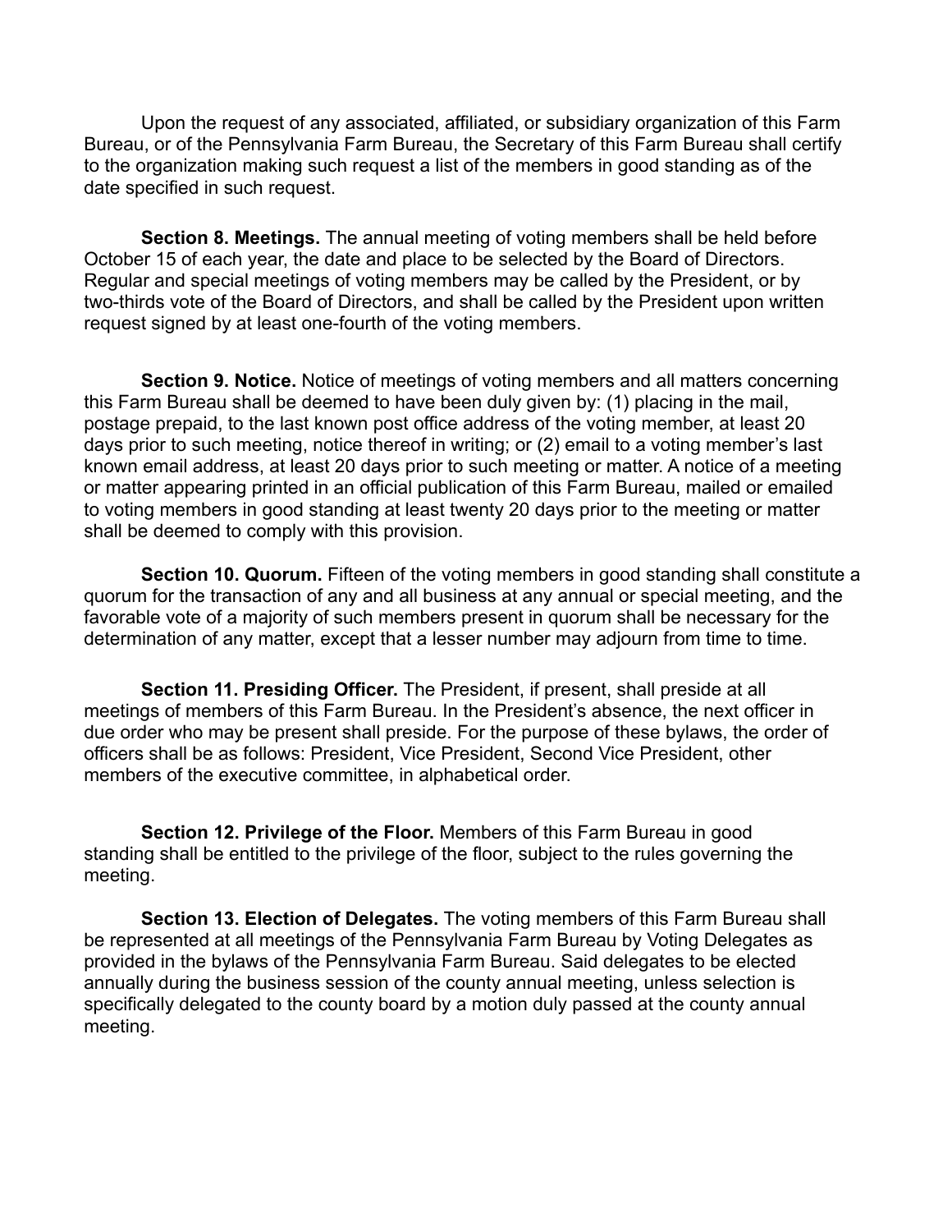Upon the request of any associated, affiliated, or subsidiary organization of this Farm Bureau, or of the Pennsylvania Farm Bureau, the Secretary of this Farm Bureau shall certify to the organization making such request a list of the members in good standing as of the date specified in such request.

**Section 8. Meetings.** The annual meeting of voting members shall be held before October 15 of each year, the date and place to be selected by the Board of Directors. Regular and special meetings of voting members may be called by the President, or by two-thirds vote of the Board of Directors, and shall be called by the President upon written request signed by at least one-fourth of the voting members.

**Section 9. Notice.** Notice of meetings of voting members and all matters concerning this Farm Bureau shall be deemed to have been duly given by: (1) placing in the mail, postage prepaid, to the last known post office address of the voting member, at least 20 days prior to such meeting, notice thereof in writing; or (2) email to a voting member's last known email address, at least 20 days prior to such meeting or matter. A notice of a meeting or matter appearing printed in an official publication of this Farm Bureau, mailed or emailed to voting members in good standing at least twenty 20 days prior to the meeting or matter shall be deemed to comply with this provision.

**Section 10. Quorum.** Fifteen of the voting members in good standing shall constitute a quorum for the transaction of any and all business at any annual or special meeting, and the favorable vote of a majority of such members present in quorum shall be necessary for the determination of any matter, except that a lesser number may adjourn from time to time.

**Section 11. Presiding Officer.** The President, if present, shall preside at all meetings of members of this Farm Bureau. In the President's absence, the next officer in due order who may be present shall preside. For the purpose of these bylaws, the order of officers shall be as follows: President, Vice President, Second Vice President, other members of the executive committee, in alphabetical order.

**Section 12. Privilege of the Floor.** Members of this Farm Bureau in good standing shall be entitled to the privilege of the floor, subject to the rules governing the meeting.

**Section 13. Election of Delegates.** The voting members of this Farm Bureau shall be represented at all meetings of the Pennsylvania Farm Bureau by Voting Delegates as provided in the bylaws of the Pennsylvania Farm Bureau. Said delegates to be elected annually during the business session of the county annual meeting, unless selection is specifically delegated to the county board by a motion duly passed at the county annual meeting.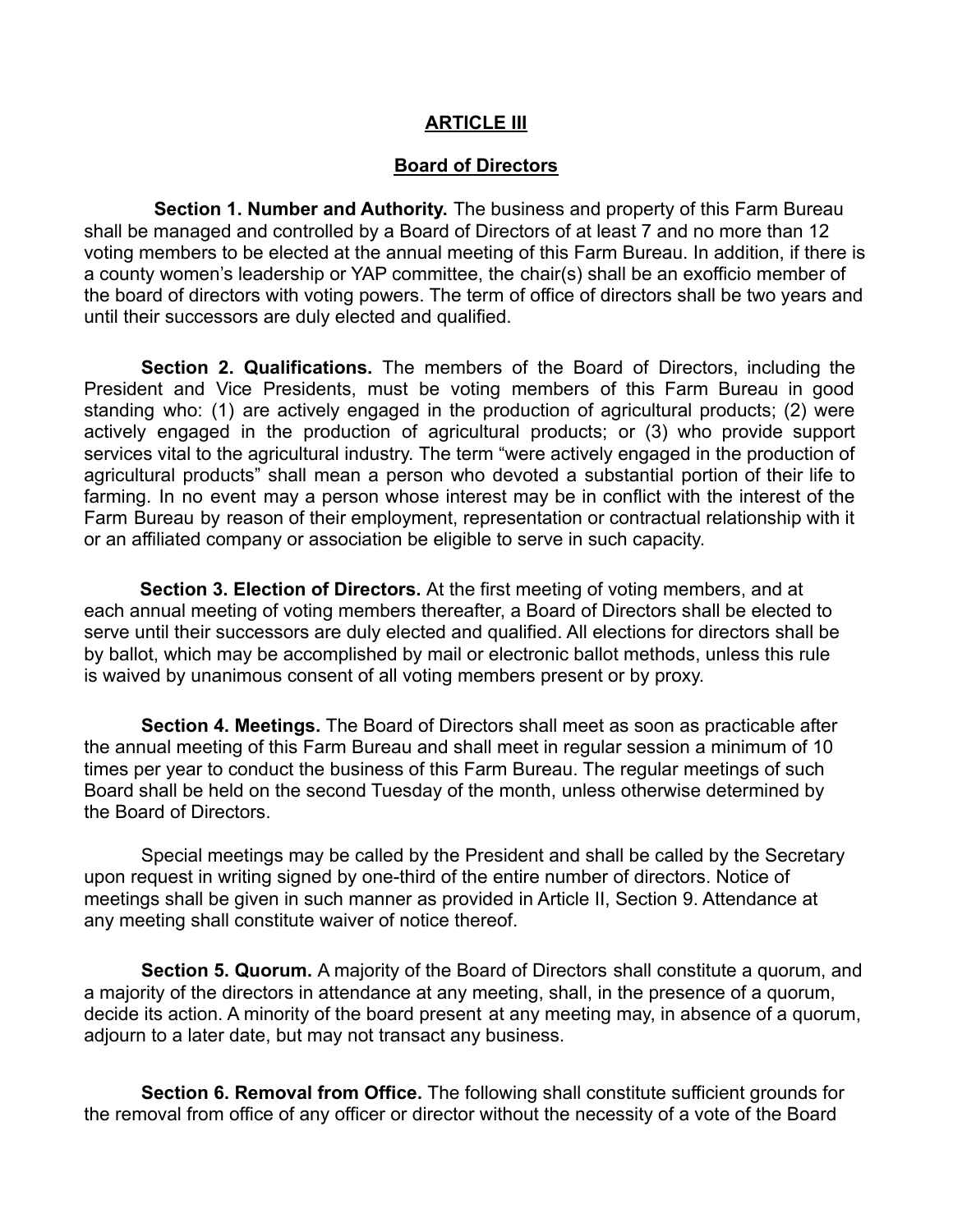## ARTICLE III

## Board of Directors

**Section 1. Number and Authority.** The business and property of this Farm Bureau shall be managed and controlled by a Board of Directors of at least 7 and no more than 12 voting members to be elected at the annual meeting of this Farm Bureau. In addition, if there is a county women's leadership or YAP committee, the chair(s) shall be an exofficio member of the board of directors with voting powers. The term of office of directors shall be two years and until their successors are duly elected and qualified.

**Section 2. Qualifications.** The members of the Board of Directors, including the President and Vice Presidents, must be voting members of this Farm Bureau in good standing who: (1) are actively engaged in the production of agricultural products; (2) were actively engaged in the production of agricultural products; or (3) who provide support services vital to the agricultural industry. The term "were actively engaged in the production of agricultural products" shall mean a person who devoted a substantial portion of their life to farming. In no event may a person whose interest may be in conflict with the interest of the Farm Bureau by reason of their employment, representation or contractual relationship with it or an affiliated company or association be eligible to serve in such capacity.

**Section 3. Election of Directors.** At the first meeting of voting members, and at each annual meeting of voting members thereafter, a Board of Directors shall be elected to serve until their successors are duly elected and qualified. All elections for directors shall be by ballot, which may be accomplished by mail or electronic ballot methods, unless this rule is waived by unanimous consent of all voting members present or by proxy.

**Section 4. Meetings.** The Board of Directors shall meet as soon as practicable after the annual meeting of this Farm Bureau and shall meet in regular session a minimum of 10 times per year to conduct the business of this Farm Bureau. The regular meetings of such Board shall be held on the second Tuesday of the month, unless otherwise determined by the Board of Directors.

Special meetings may be called by the President and shall be called by the Secretary upon request in writing signed by one-third of the entire number of directors. Notice of meetings shall be given in such manner as provided in Article II, Section 9. Attendance at any meeting shall constitute waiver of notice thereof.

**Section 5. Quorum.** A majority of the Board of Directors shall constitute a quorum, and a majority of the directors in attendance at any meeting, shall, in the presence of a quorum, decide its action. A minority of the board present at any meeting may, in absence of a quorum, adjourn to a later date, but may not transact any business.

**Section 6. Removal from Office.** The following shall constitute sufficient grounds for the removal from office of any officer or director without the necessity of a vote of the Board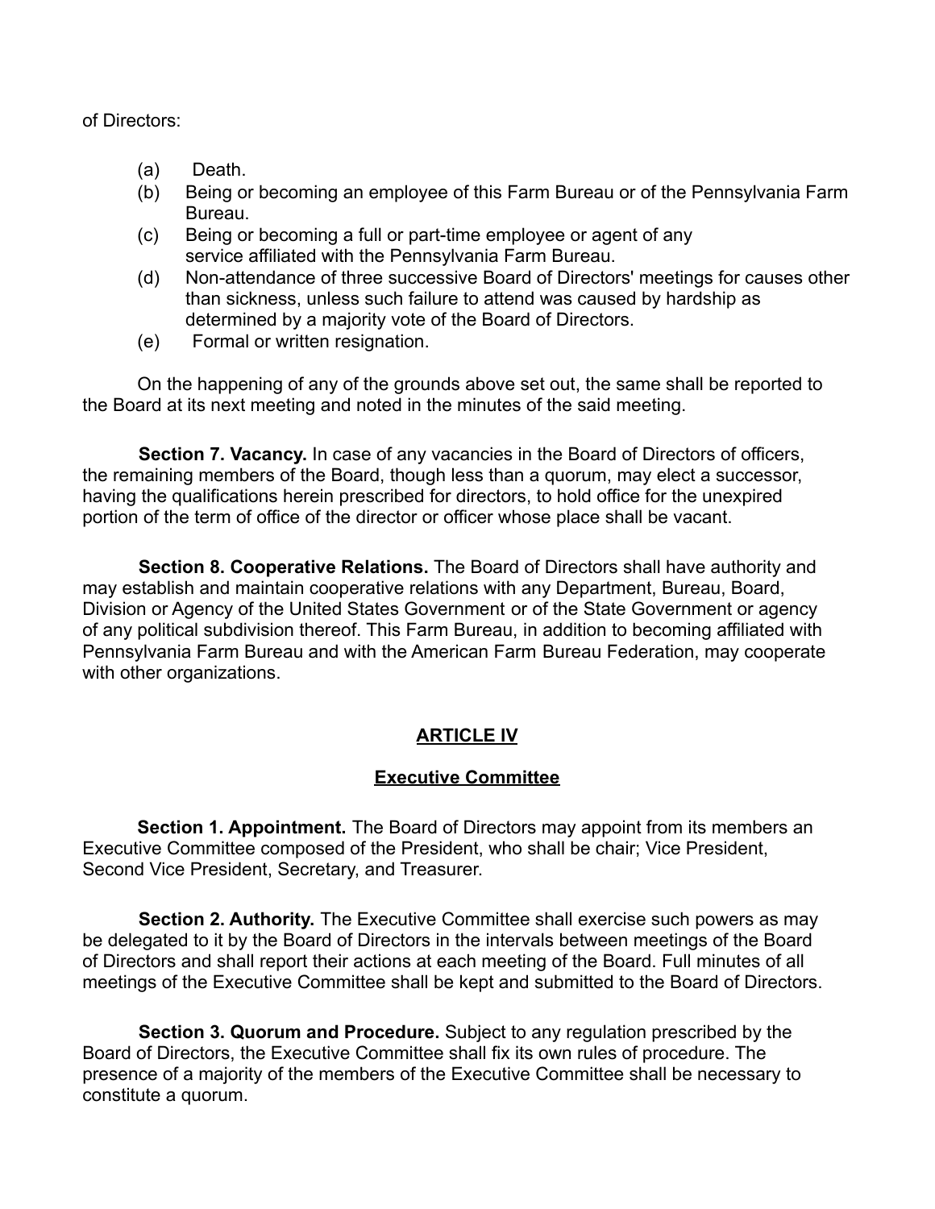of Directors:

(a) Death.
(b) Being or becoming an employee of this Farm Bureau or of the Pennsylvania Farm Bureau.
(c) Being or becoming a full or part-time employee or agent of any service affiliated with the Pennsylvania Farm Bureau.
(d) Non-attendance of three successive Board of Directors' meetings for causes other than sickness, unless such failure to attend was caused by hardship as determined by a majority vote of the Board of Directors.
(e) Formal or written resignation.

On the happening of any of the grounds above set out, the same shall be reported to the Board at its next meeting and noted in the minutes of the said meeting.

**Section 7. Vacancy.** In case of any vacancies in the Board of Directors of officers, the remaining members of the Board, though less than a quorum, may elect a successor, having the qualifications herein prescribed for directors, to hold office for the unexpired portion of the term of office of the director or officer whose place shall be vacant.

**Section 8. Cooperative Relations.** The Board of Directors shall have authority and may establish and maintain cooperative relations with any Department, Bureau, Board, Division or Agency of the United States Government or of the State Government or agency of any political subdivision thereof. This Farm Bureau, in addition to becoming affiliated with Pennsylvania Farm Bureau and with the American Farm Bureau Federation, may cooperate with other organizations.

## ARTICLE IV

## Executive Committee

**Section 1. Appointment.** The Board of Directors may appoint from its members an Executive Committee composed of the President, who shall be chair; Vice President, Second Vice President, Secretary, and Treasurer.

**Section 2. Authority.** The Executive Committee shall exercise such powers as may be delegated to it by the Board of Directors in the intervals between meetings of the Board of Directors and shall report their actions at each meeting of the Board. Full minutes of all meetings of the Executive Committee shall be kept and submitted to the Board of Directors.

**Section 3. Quorum and Procedure.** Subject to any regulation prescribed by the Board of Directors, the Executive Committee shall fix its own rules of procedure. The presence of a majority of the members of the Executive Committee shall be necessary to constitute a quorum.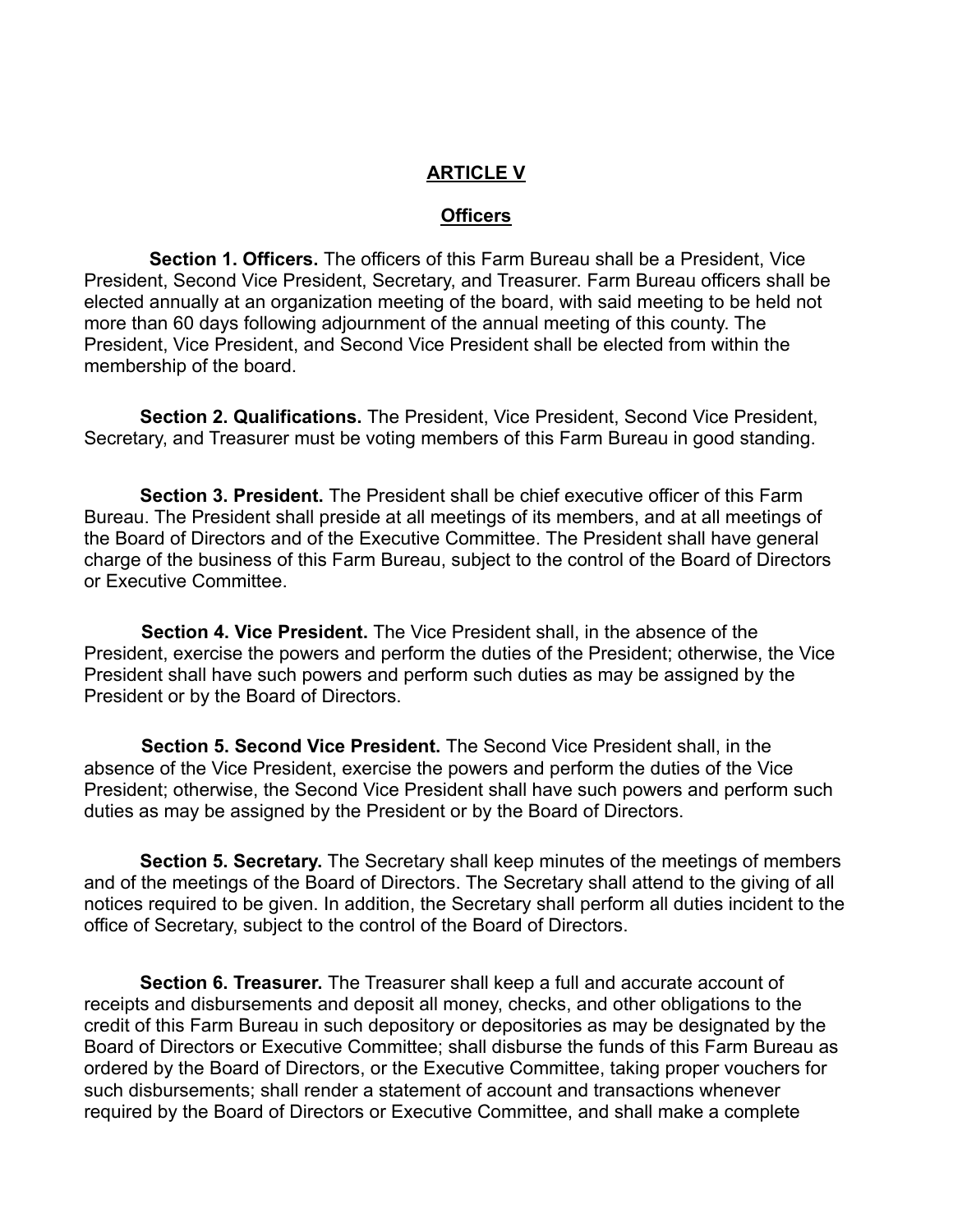## ARTICLE V

### Officers

**Section 1. Officers.** The officers of this Farm Bureau shall be a President, Vice President, Second Vice President, Secretary, and Treasurer. Farm Bureau officers shall be elected annually at an organization meeting of the board, with said meeting to be held not more than 60 days following adjournment of the annual meeting of this county. The President, Vice President, and Second Vice President shall be elected from within the membership of the board.

**Section 2. Qualifications.** The President, Vice President, Second Vice President, Secretary, and Treasurer must be voting members of this Farm Bureau in good standing.

**Section 3. President.** The President shall be chief executive officer of this Farm Bureau. The President shall preside at all meetings of its members, and at all meetings of the Board of Directors and of the Executive Committee. The President shall have general charge of the business of this Farm Bureau, subject to the control of the Board of Directors or Executive Committee.

**Section 4. Vice President.** The Vice President shall, in the absence of the President, exercise the powers and perform the duties of the President; otherwise, the Vice President shall have such powers and perform such duties as may be assigned by the President or by the Board of Directors.

**Section 5. Second Vice President.** The Second Vice President shall, in the absence of the Vice President, exercise the powers and perform the duties of the Vice President; otherwise, the Second Vice President shall have such powers and perform such duties as may be assigned by the President or by the Board of Directors.

**Section 5. Secretary.** The Secretary shall keep minutes of the meetings of members and of the meetings of the Board of Directors. The Secretary shall attend to the giving of all notices required to be given. In addition, the Secretary shall perform all duties incident to the office of Secretary, subject to the control of the Board of Directors.

**Section 6. Treasurer.** The Treasurer shall keep a full and accurate account of receipts and disbursements and deposit all money, checks, and other obligations to the credit of this Farm Bureau in such depository or depositories as may be designated by the Board of Directors or Executive Committee; shall disburse the funds of this Farm Bureau as ordered by the Board of Directors, or the Executive Committee, taking proper vouchers for such disbursements; shall render a statement of account and transactions whenever required by the Board of Directors or Executive Committee, and shall make a complete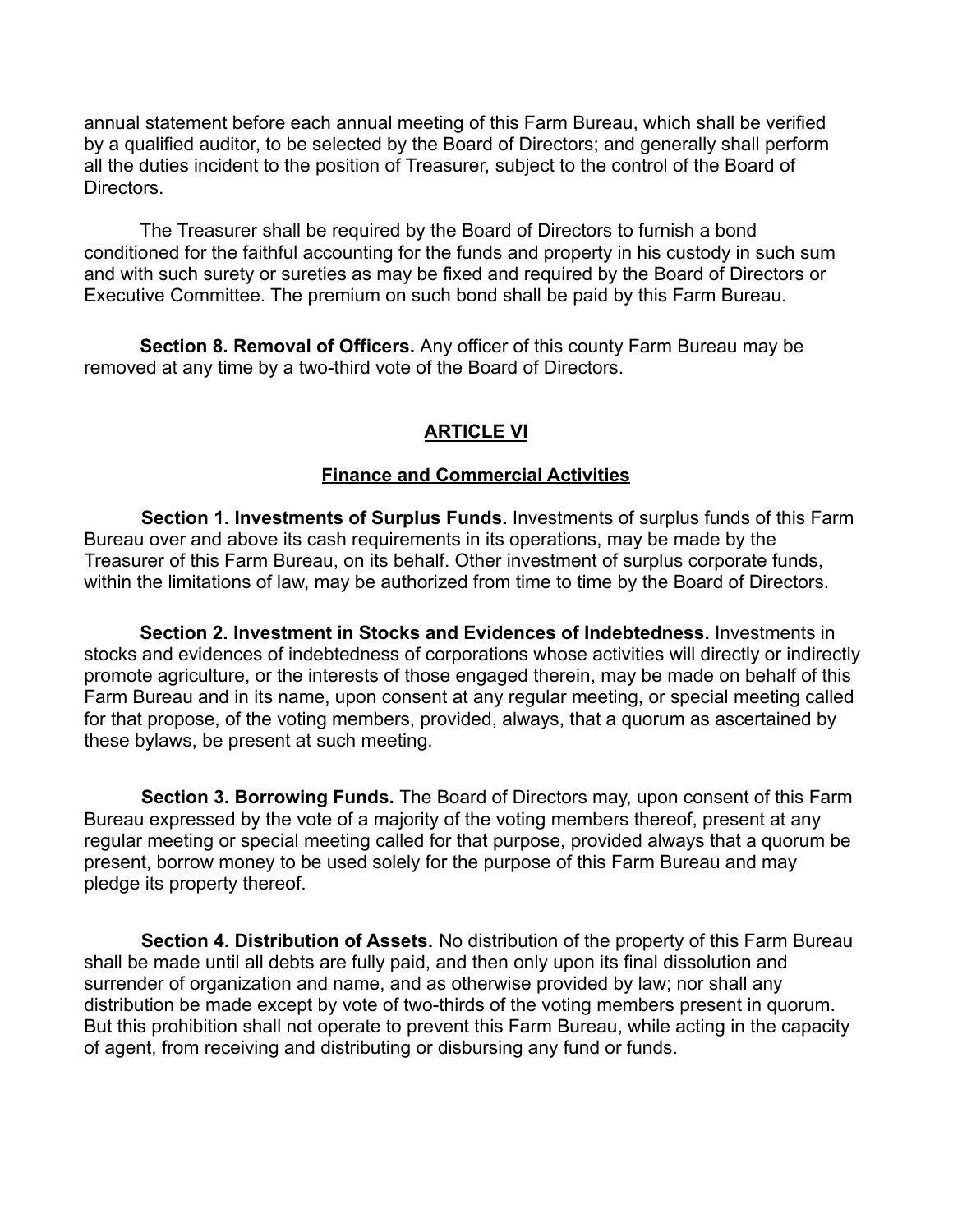annual statement before each annual meeting of this Farm Bureau, which shall be verified by a qualified auditor, to be selected by the Board of Directors; and generally shall perform all the duties incident to the position of Treasurer, subject to the control of the Board of Directors.

The Treasurer shall be required by the Board of Directors to furnish a bond conditioned for the faithful accounting for the funds and property in his custody in such sum and with such surety or sureties as may be fixed and required by the Board of Directors or Executive Committee. The premium on such bond shall be paid by this Farm Bureau.

**Section 8. Removal of Officers.** Any officer of this county Farm Bureau may be removed at any time by a two-third vote of the Board of Directors.

## ARTICLE VI

### Finance and Commercial Activities

**Section 1. Investments of Surplus Funds.** Investments of surplus funds of this Farm Bureau over and above its cash requirements in its operations, may be made by the Treasurer of this Farm Bureau, on its behalf. Other investment of surplus corporate funds, within the limitations of law, may be authorized from time to time by the Board of Directors.

**Section 2. Investment in Stocks and Evidences of Indebtedness.** Investments in stocks and evidences of indebtedness of corporations whose activities will directly or indirectly promote agriculture, or the interests of those engaged therein, may be made on behalf of this Farm Bureau and in its name, upon consent at any regular meeting, or special meeting called for that propose, of the voting members, provided, always, that a quorum as ascertained by these bylaws, be present at such meeting.

**Section 3. Borrowing Funds.** The Board of Directors may, upon consent of this Farm Bureau expressed by the vote of a majority of the voting members thereof, present at any regular meeting or special meeting called for that purpose, provided always that a quorum be present, borrow money to be used solely for the purpose of this Farm Bureau and may pledge its property thereof.

**Section 4. Distribution of Assets.** No distribution of the property of this Farm Bureau shall be made until all debts are fully paid, and then only upon its final dissolution and surrender of organization and name, and as otherwise provided by law; nor shall any distribution be made except by vote of two-thirds of the voting members present in quorum. But this prohibition shall not operate to prevent this Farm Bureau, while acting in the capacity of agent, from receiving and distributing or disbursing any fund or funds.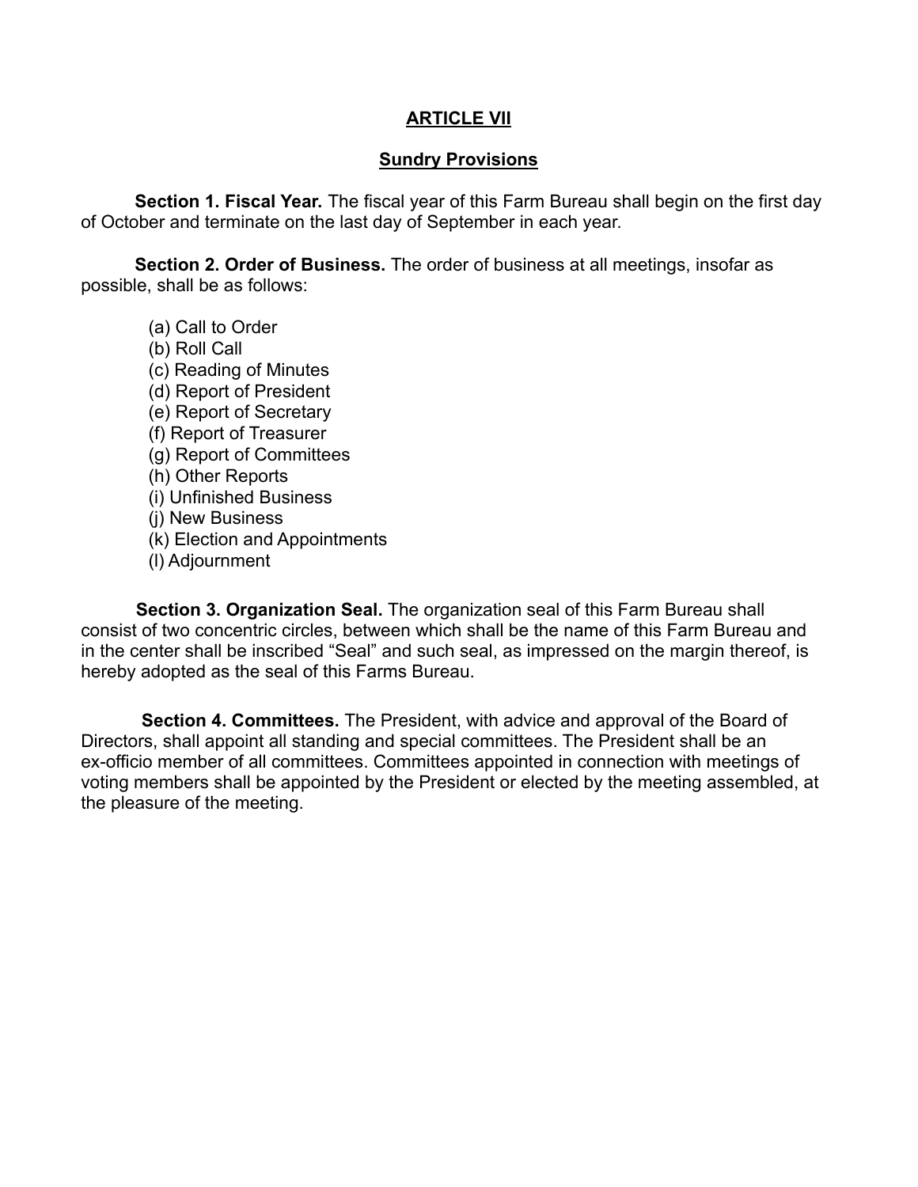## ARTICLE VII

## Sundry Provisions

**Section 1. Fiscal Year.** The fiscal year of this Farm Bureau shall begin on the first day of October and terminate on the last day of September in each year.

**Section 2. Order of Business.** The order of business at all meetings, insofar as possible, shall be as follows:

(a) Call to Order
(b) Roll Call
(c) Reading of Minutes
(d) Report of President
(e) Report of Secretary
(f) Report of Treasurer
(g) Report of Committees
(h) Other Reports
(i) Unfinished Business
(j) New Business
(k) Election and Appointments
(l) Adjournment

**Section 3. Organization Seal.** The organization seal of this Farm Bureau shall consist of two concentric circles, between which shall be the name of this Farm Bureau and in the center shall be inscribed "Seal" and such seal, as impressed on the margin thereof, is hereby adopted as the seal of this Farms Bureau.

**Section 4. Committees.** The President, with advice and approval of the Board of Directors, shall appoint all standing and special committees. The President shall be an ex-officio member of all committees. Committees appointed in connection with meetings of voting members shall be appointed by the President or elected by the meeting assembled, at the pleasure of the meeting.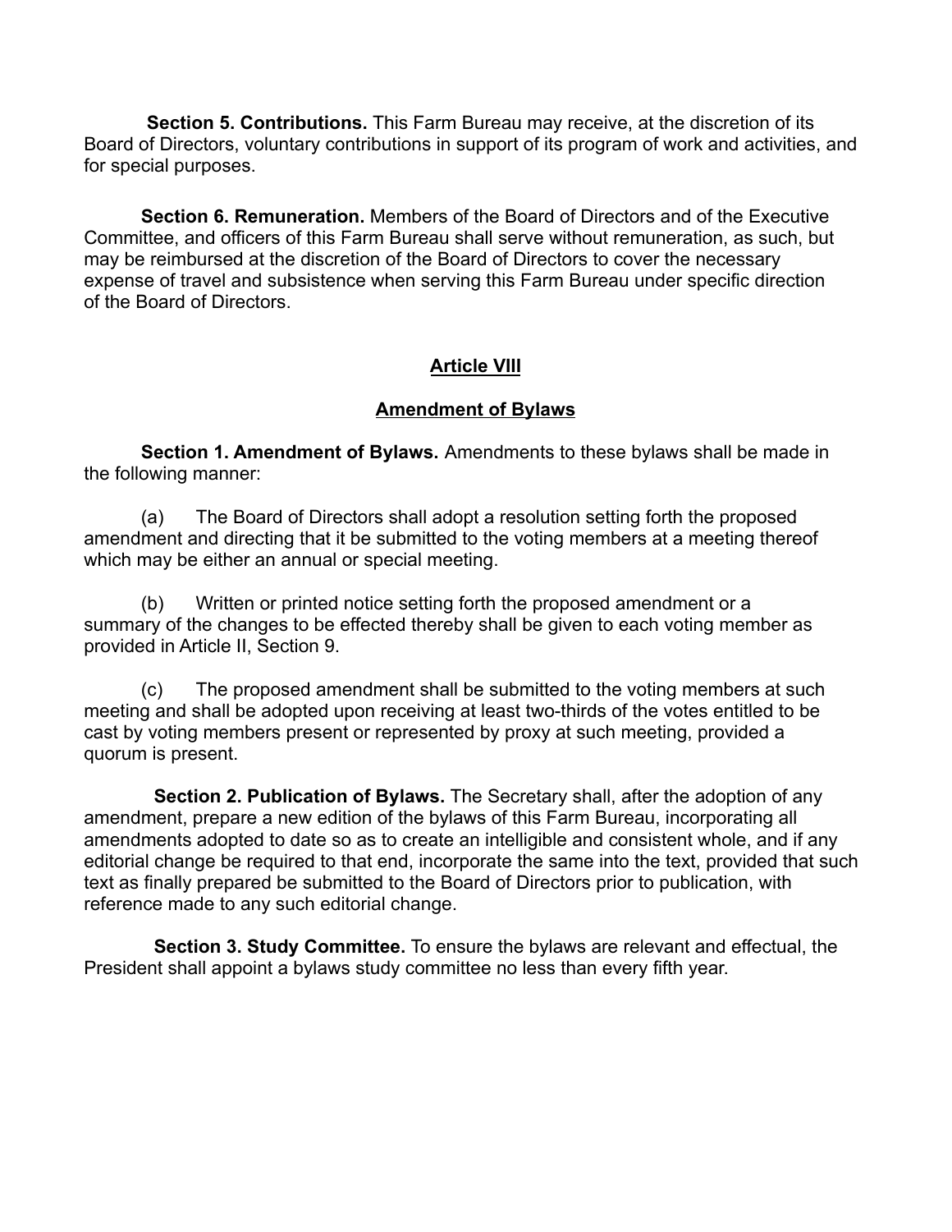**Section 5. Contributions.** This Farm Bureau may receive, at the discretion of its Board of Directors, voluntary contributions in support of its program of work and activities, and for special purposes.

**Section 6. Remuneration.** Members of the Board of Directors and of the Executive Committee, and officers of this Farm Bureau shall serve without remuneration, as such, but may be reimbursed at the discretion of the Board of Directors to cover the necessary expense of travel and subsistence when serving this Farm Bureau under specific direction of the Board of Directors.

## Article VIII

## Amendment of Bylaws

**Section 1. Amendment of Bylaws.** Amendments to these bylaws shall be made in the following manner:

(a) The Board of Directors shall adopt a resolution setting forth the proposed amendment and directing that it be submitted to the voting members at a meeting thereof which may be either an annual or special meeting.

(b) Written or printed notice setting forth the proposed amendment or a summary of the changes to be effected thereby shall be given to each voting member as provided in Article II, Section 9.

(c) The proposed amendment shall be submitted to the voting members at such meeting and shall be adopted upon receiving at least two-thirds of the votes entitled to be cast by voting members present or represented by proxy at such meeting, provided a quorum is present.

**Section 2. Publication of Bylaws.** The Secretary shall, after the adoption of any amendment, prepare a new edition of the bylaws of this Farm Bureau, incorporating all amendments adopted to date so as to create an intelligible and consistent whole, and if any editorial change be required to that end, incorporate the same into the text, provided that such text as finally prepared be submitted to the Board of Directors prior to publication, with reference made to any such editorial change.

**Section 3. Study Committee.** To ensure the bylaws are relevant and effectual, the President shall appoint a bylaws study committee no less than every fifth year.